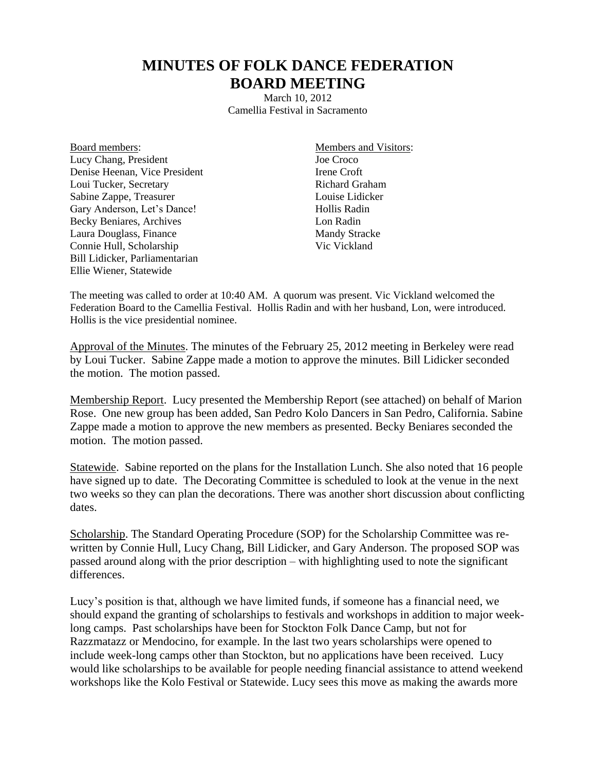# MINUTES OF FOLK DANCE FEDERATION BOARD MEETING

March 10, 2012
Camellia Festival in Sacramento

Board members:
Lucy Chang, President
Denise Heenan, Vice President
Loui Tucker, Secretary
Sabine Zappe, Treasurer
Gary Anderson, Let's Dance!
Becky Beniares, Archives
Laura Douglass, Finance
Connie Hull, Scholarship
Bill Lidicker, Parliamentarian
Ellie Wiener, Statewide

Members and Visitors:
Joe Croco
Irene Croft
Richard Graham
Louise Lidicker
Hollis Radin
Lon Radin
Mandy Stracke
Vic Vickland

The meeting was called to order at 10:40 AM. A quorum was present. Vic Vickland welcomed the Federation Board to the Camellia Festival. Hollis Radin and with her husband, Lon, were introduced. Hollis is the vice presidential nominee.

Approval of the Minutes. The minutes of the February 25, 2012 meeting in Berkeley were read by Loui Tucker. Sabine Zappe made a motion to approve the minutes. Bill Lidicker seconded the motion. The motion passed.

Membership Report. Lucy presented the Membership Report (see attached) on behalf of Marion Rose. One new group has been added, San Pedro Kolo Dancers in San Pedro, California. Sabine Zappe made a motion to approve the new members as presented. Becky Beniares seconded the motion. The motion passed.

Statewide. Sabine reported on the plans for the Installation Lunch. She also noted that 16 people have signed up to date. The Decorating Committee is scheduled to look at the venue in the next two weeks so they can plan the decorations. There was another short discussion about conflicting dates.

Scholarship. The Standard Operating Procedure (SOP) for the Scholarship Committee was re-written by Connie Hull, Lucy Chang, Bill Lidicker, and Gary Anderson. The proposed SOP was passed around along with the prior description – with highlighting used to note the significant differences.

Lucy's position is that, although we have limited funds, if someone has a financial need, we should expand the granting of scholarships to festivals and workshops in addition to major week-long camps. Past scholarships have been for Stockton Folk Dance Camp, but not for Razzmatazz or Mendocino, for example. In the last two years scholarships were opened to include week-long camps other than Stockton, but no applications have been received. Lucy would like scholarships to be available for people needing financial assistance to attend weekend workshops like the Kolo Festival or Statewide. Lucy sees this move as making the awards more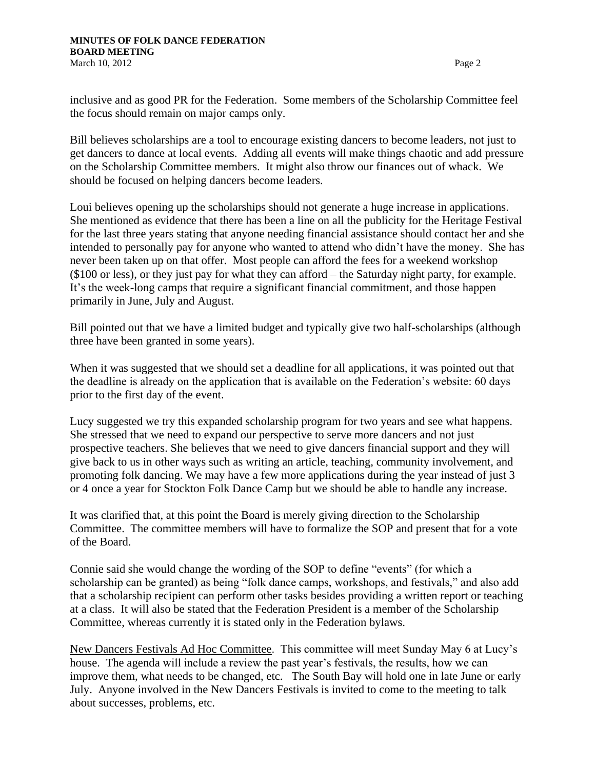inclusive and as good PR for the Federation. Some members of the Scholarship Committee feel the focus should remain on major camps only.

Bill believes scholarships are a tool to encourage existing dancers to become leaders, not just to get dancers to dance at local events. Adding all events will make things chaotic and add pressure on the Scholarship Committee members. It might also throw our finances out of whack. We should be focused on helping dancers become leaders.

Loui believes opening up the scholarships should not generate a huge increase in applications. She mentioned as evidence that there has been a line on all the publicity for the Heritage Festival for the last three years stating that anyone needing financial assistance should contact her and she intended to personally pay for anyone who wanted to attend who didn't have the money. She has never been taken up on that offer. Most people can afford the fees for a weekend workshop ($100 or less), or they just pay for what they can afford – the Saturday night party, for example. It's the week-long camps that require a significant financial commitment, and those happen primarily in June, July and August.

Bill pointed out that we have a limited budget and typically give two half-scholarships (although three have been granted in some years).

When it was suggested that we should set a deadline for all applications, it was pointed out that the deadline is already on the application that is available on the Federation's website: 60 days prior to the first day of the event.

Lucy suggested we try this expanded scholarship program for two years and see what happens. She stressed that we need to expand our perspective to serve more dancers and not just prospective teachers. She believes that we need to give dancers financial support and they will give back to us in other ways such as writing an article, teaching, community involvement, and promoting folk dancing. We may have a few more applications during the year instead of just 3 or 4 once a year for Stockton Folk Dance Camp but we should be able to handle any increase.

It was clarified that, at this point the Board is merely giving direction to the Scholarship Committee. The committee members will have to formalize the SOP and present that for a vote of the Board.

Connie said she would change the wording of the SOP to define "events" (for which a scholarship can be granted) as being "folk dance camps, workshops, and festivals," and also add that a scholarship recipient can perform other tasks besides providing a written report or teaching at a class. It will also be stated that the Federation President is a member of the Scholarship Committee, whereas currently it is stated only in the Federation bylaws.

<u>New Dancers Festivals Ad Hoc Committee</u>. This committee will meet Sunday May 6 at Lucy's house. The agenda will include a review the past year's festivals, the results, how we can improve them, what needs to be changed, etc. The South Bay will hold one in late June or early July. Anyone involved in the New Dancers Festivals is invited to come to the meeting to talk about successes, problems, etc.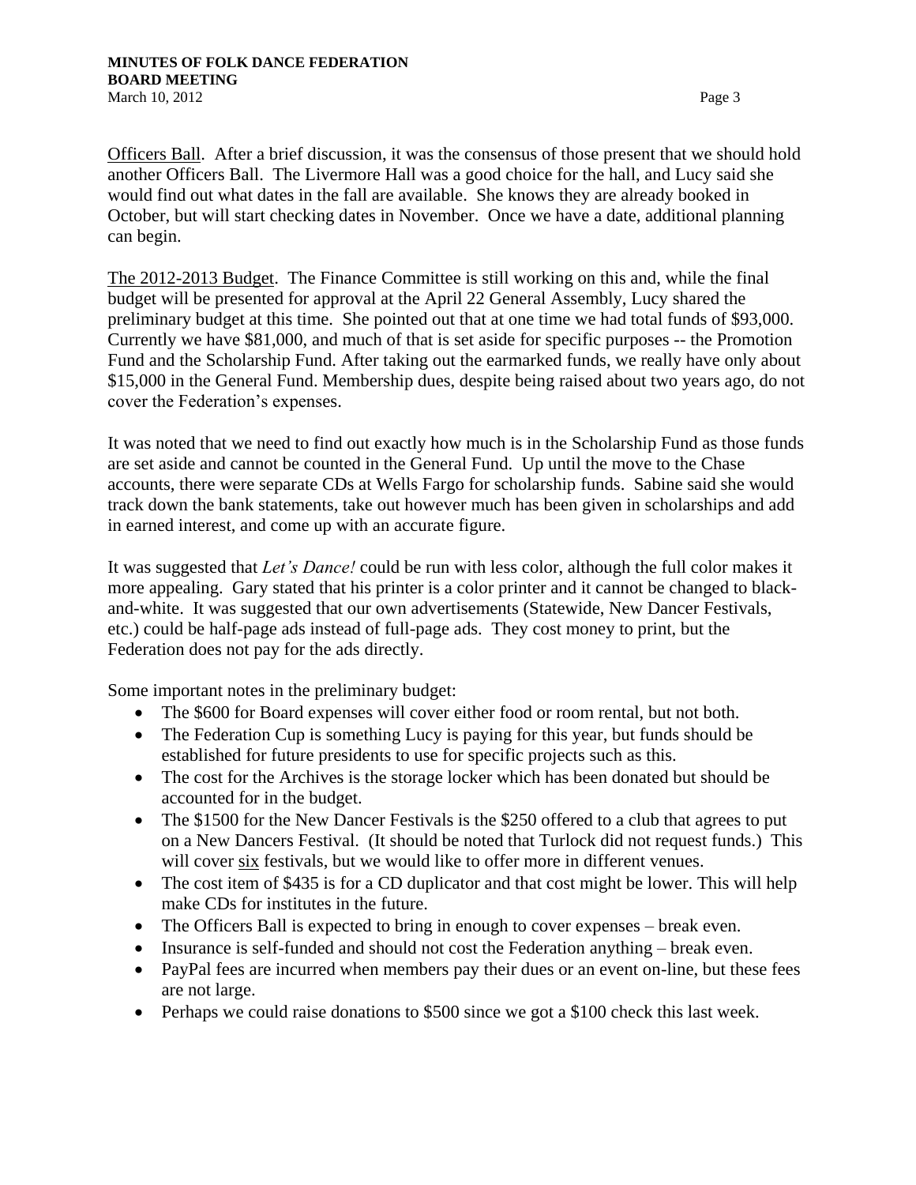Officers Ball. After a brief discussion, it was the consensus of those present that we should hold another Officers Ball. The Livermore Hall was a good choice for the hall, and Lucy said she would find out what dates in the fall are available. She knows they are already booked in October, but will start checking dates in November. Once we have a date, additional planning can begin.

The 2012-2013 Budget. The Finance Committee is still working on this and, while the final budget will be presented for approval at the April 22 General Assembly, Lucy shared the preliminary budget at this time. She pointed out that at one time we had total funds of $93,000. Currently we have $81,000, and much of that is set aside for specific purposes -- the Promotion Fund and the Scholarship Fund. After taking out the earmarked funds, we really have only about $15,000 in the General Fund. Membership dues, despite being raised about two years ago, do not cover the Federation's expenses.

It was noted that we need to find out exactly how much is in the Scholarship Fund as those funds are set aside and cannot be counted in the General Fund. Up until the move to the Chase accounts, there were separate CDs at Wells Fargo for scholarship funds. Sabine said she would track down the bank statements, take out however much has been given in scholarships and add in earned interest, and come up with an accurate figure.

It was suggested that *Let's Dance!* could be run with less color, although the full color makes it more appealing. Gary stated that his printer is a color printer and it cannot be changed to black-and-white. It was suggested that our own advertisements (Statewide, New Dancer Festivals, etc.) could be half-page ads instead of full-page ads. They cost money to print, but the Federation does not pay for the ads directly.

Some important notes in the preliminary budget:

- The $600 for Board expenses will cover either food or room rental, but not both.
- The Federation Cup is something Lucy is paying for this year, but funds should be established for future presidents to use for specific projects such as this.
- The cost for the Archives is the storage locker which has been donated but should be accounted for in the budget.
- The $1500 for the New Dancer Festivals is the $250 offered to a club that agrees to put on a New Dancers Festival. (It should be noted that Turlock did not request funds.) This will cover six festivals, but we would like to offer more in different venues.
- The cost item of $435 is for a CD duplicator and that cost might be lower. This will help make CDs for institutes in the future.
- The Officers Ball is expected to bring in enough to cover expenses – break even.
- Insurance is self-funded and should not cost the Federation anything – break even.
- PayPal fees are incurred when members pay their dues or an event on-line, but these fees are not large.
- Perhaps we could raise donations to $500 since we got a $100 check this last week.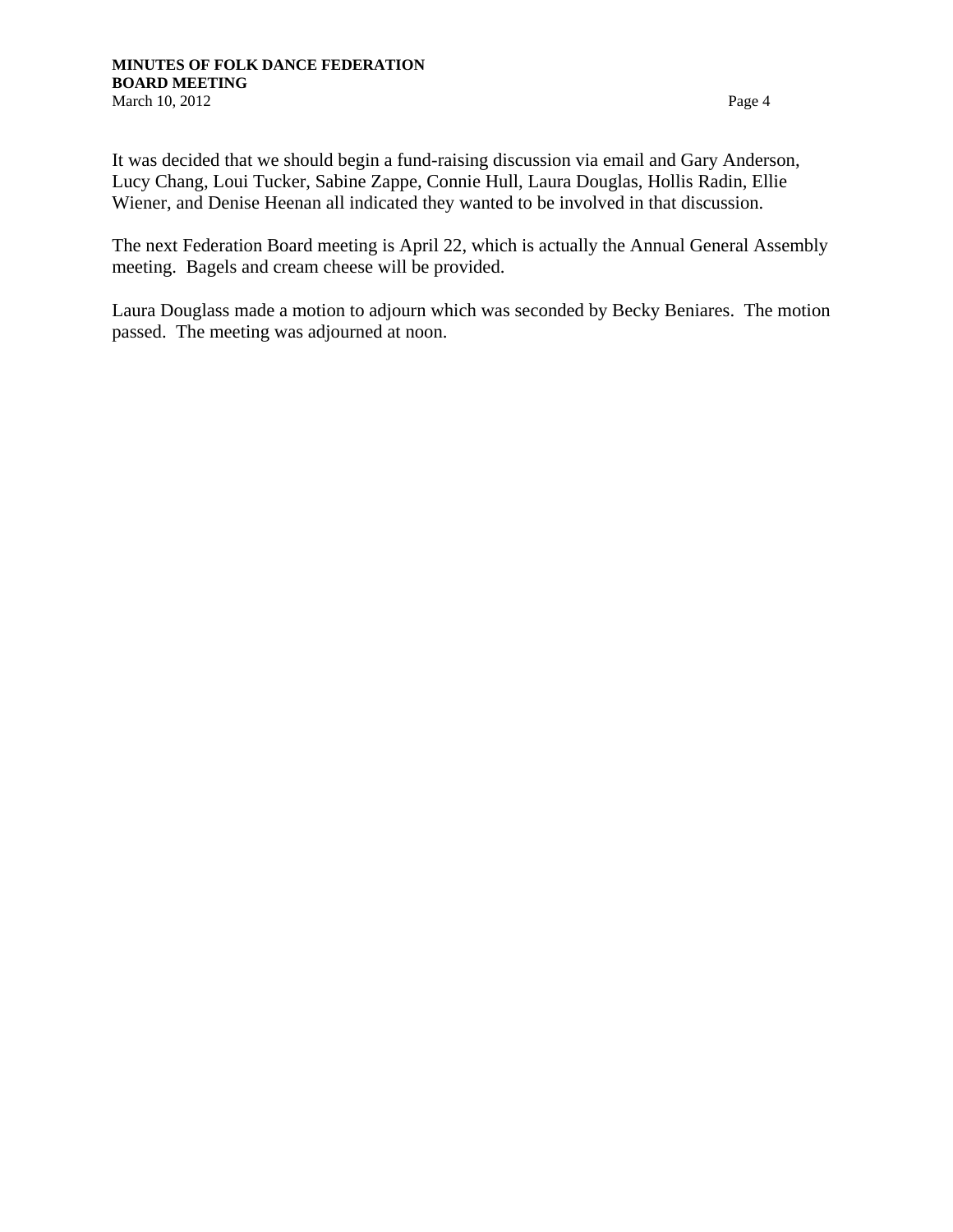It was decided that we should begin a fund-raising discussion via email and Gary Anderson, Lucy Chang, Loui Tucker, Sabine Zappe, Connie Hull, Laura Douglas, Hollis Radin, Ellie Wiener, and Denise Heenan all indicated they wanted to be involved in that discussion.

The next Federation Board meeting is April 22, which is actually the Annual General Assembly meeting. Bagels and cream cheese will be provided.

Laura Douglass made a motion to adjourn which was seconded by Becky Beniares. The motion passed. The meeting was adjourned at noon.